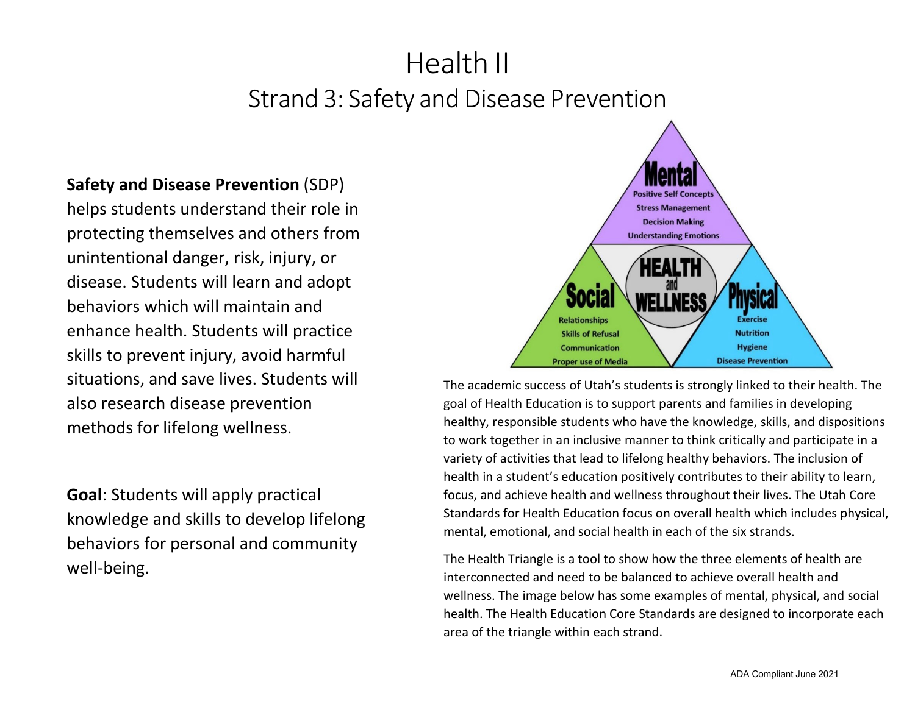# Health II

## Strand 3: Safety and Disease Prevention

**Safety and Disease Prevention** (SDP) helps students understand their role in protecting themselves and others from unintentional danger, risk, injury, or disease. Students will learn and adopt behaviors which will maintain and enhance health. Students will practice skills to prevent injury, avoid harmful situations, and save lives. Students will also research disease prevention methods for lifelong wellness.

**Goal**: Students will apply practical knowledge and skills to develop lifelong behaviors for personal and community well-being.

**Mental**
- Positive Self Concepts
- Stress Management
- Decision Making
- Understanding Emotions

**HEALTH and WELLNESS**

**Social**
- Relationships
- Skills of Refusal
- Communication
- Proper use of Media

**Physical**
- Exercise
- Nutrition
- Hygiene
- Disease Prevention

The academic success of Utah's students is strongly linked to their health. The goal of Health Education is to support parents and families in developing healthy, responsible students who have the knowledge, skills, and dispositions to work together in an inclusive manner to think critically and participate in a variety of activities that lead to lifelong healthy behaviors. The inclusion of health in a student's education positively contributes to their ability to learn, focus, and achieve health and wellness throughout their lives. The Utah Core Standards for Health Education focus on overall health which includes physical, mental, emotional, and social health in each of the six strands.

The Health Triangle is a tool to show how the three elements of health are interconnected and need to be balanced to achieve overall health and wellness. The image below has some examples of mental, physical, and social health. The Health Education Core Standards are designed to incorporate each area of the triangle within each strand.

ADA Compliant June 2021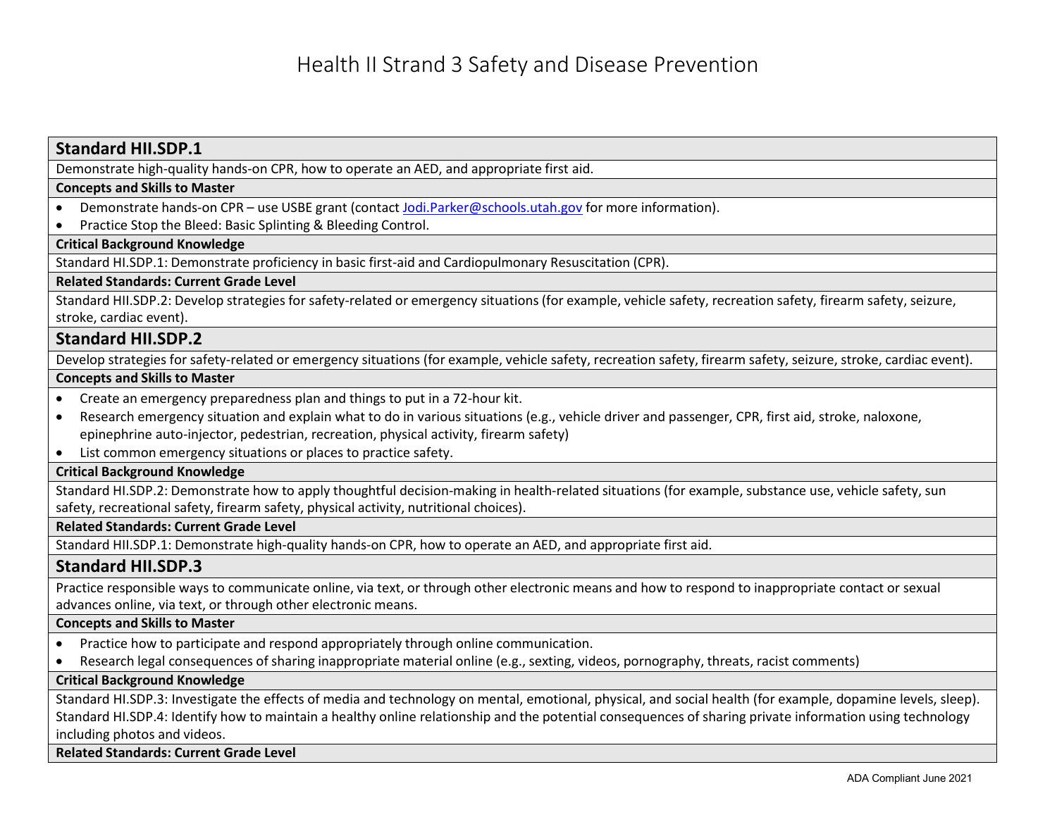# Health II Strand 3 Safety and Disease Prevention

## Standard HII.SDP.1

Demonstrate high-quality hands-on CPR, how to operate an AED, and appropriate first aid.

**Concepts and Skills to Master**

- Demonstrate hands-on CPR – use USBE grant (contact Jodi.Parker@schools.utah.gov for more information).
- Practice Stop the Bleed: Basic Splinting & Bleeding Control.

**Critical Background Knowledge**

Standard HI.SDP.1: Demonstrate proficiency in basic first-aid and Cardiopulmonary Resuscitation (CPR).

**Related Standards: Current Grade Level**

Standard HII.SDP.2: Develop strategies for safety-related or emergency situations (for example, vehicle safety, recreation safety, firearm safety, seizure, stroke, cardiac event).

## Standard HII.SDP.2

Develop strategies for safety-related or emergency situations (for example, vehicle safety, recreation safety, firearm safety, seizure, stroke, cardiac event).

**Concepts and Skills to Master**

- Create an emergency preparedness plan and things to put in a 72-hour kit.
- Research emergency situation and explain what to do in various situations (e.g., vehicle driver and passenger, CPR, first aid, stroke, naloxone, epinephrine auto-injector, pedestrian, recreation, physical activity, firearm safety)
- List common emergency situations or places to practice safety.

**Critical Background Knowledge**

Standard HI.SDP.2: Demonstrate how to apply thoughtful decision-making in health-related situations (for example, substance use, vehicle safety, sun safety, recreational safety, firearm safety, physical activity, nutritional choices).

**Related Standards: Current Grade Level**

Standard HII.SDP.1: Demonstrate high-quality hands-on CPR, how to operate an AED, and appropriate first aid.

## Standard HII.SDP.3

Practice responsible ways to communicate online, via text, or through other electronic means and how to respond to inappropriate contact or sexual advances online, via text, or through other electronic means.

**Concepts and Skills to Master**

- Practice how to participate and respond appropriately through online communication.
- Research legal consequences of sharing inappropriate material online (e.g., sexting, videos, pornography, threats, racist comments)

**Critical Background Knowledge**

Standard HI.SDP.3: Investigate the effects of media and technology on mental, emotional, physical, and social health (for example, dopamine levels, sleep).
Standard HI.SDP.4: Identify how to maintain a healthy online relationship and the potential consequences of sharing private information using technology including photos and videos.

**Related Standards: Current Grade Level**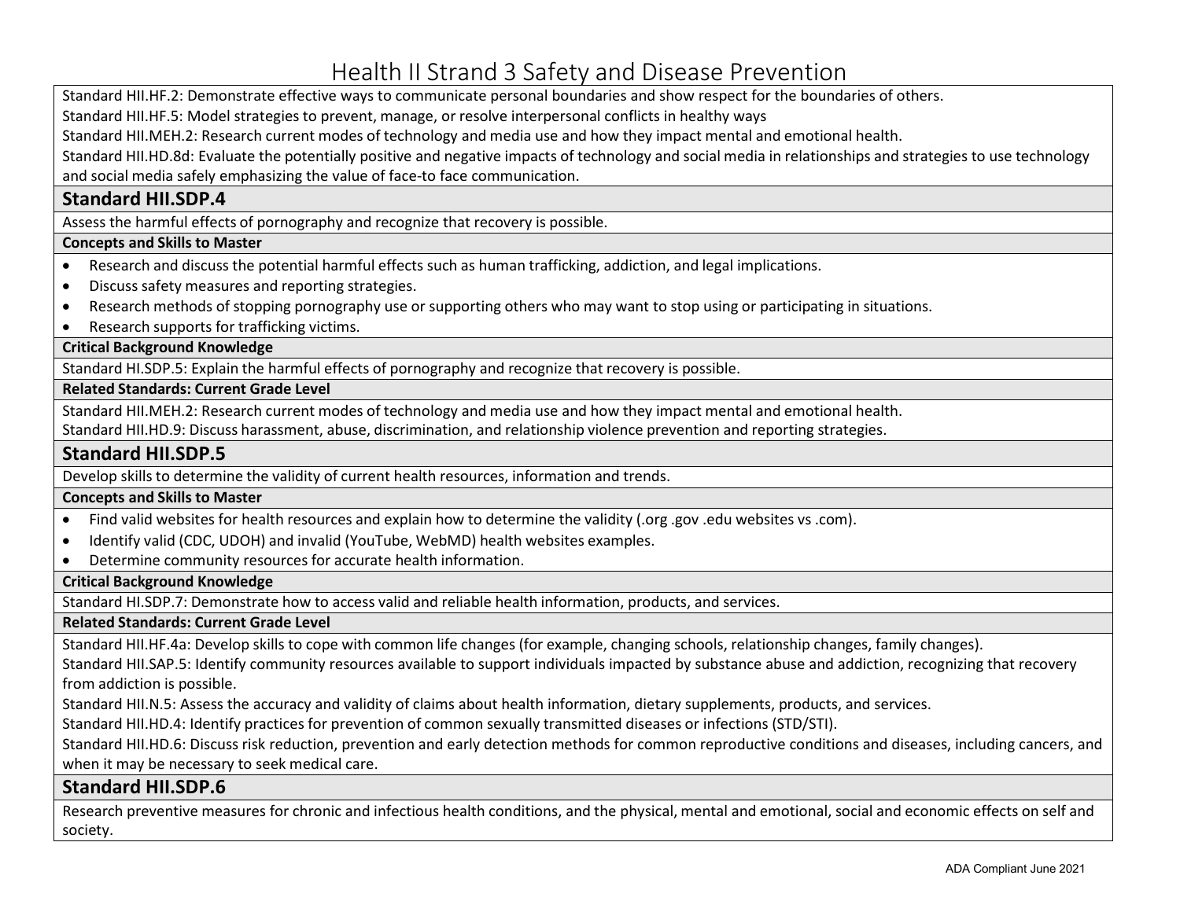# Health II Strand 3 Safety and Disease Prevention

Standard HII.HF.2: Demonstrate effective ways to communicate personal boundaries and show respect for the boundaries of others.
Standard HII.HF.5: Model strategies to prevent, manage, or resolve interpersonal conflicts in healthy ways
Standard HII.MEH.2: Research current modes of technology and media use and how they impact mental and emotional health.
Standard HII.HD.8d: Evaluate the potentially positive and negative impacts of technology and social media in relationships and strategies to use technology and social media safely emphasizing the value of face-to face communication.

## Standard HII.SDP.4

Assess the harmful effects of pornography and recognize that recovery is possible.

**Concepts and Skills to Master**

- Research and discuss the potential harmful effects such as human trafficking, addiction, and legal implications.
- Discuss safety measures and reporting strategies.
- Research methods of stopping pornography use or supporting others who may want to stop using or participating in situations.
- Research supports for trafficking victims.

**Critical Background Knowledge**

Standard HI.SDP.5: Explain the harmful effects of pornography and recognize that recovery is possible.

**Related Standards: Current Grade Level**

Standard HII.MEH.2: Research current modes of technology and media use and how they impact mental and emotional health.
Standard HII.HD.9: Discuss harassment, abuse, discrimination, and relationship violence prevention and reporting strategies.

## Standard HII.SDP.5

Develop skills to determine the validity of current health resources, information and trends.

**Concepts and Skills to Master**

- Find valid websites for health resources and explain how to determine the validity (.org .gov .edu websites vs .com).
- Identify valid (CDC, UDOH) and invalid (YouTube, WebMD) health websites examples.
- Determine community resources for accurate health information.

**Critical Background Knowledge**

Standard HI.SDP.7: Demonstrate how to access valid and reliable health information, products, and services.

**Related Standards: Current Grade Level**

Standard HII.HF.4a: Develop skills to cope with common life changes (for example, changing schools, relationship changes, family changes).
Standard HII.SAP.5: Identify community resources available to support individuals impacted by substance abuse and addiction, recognizing that recovery from addiction is possible.
Standard HII.N.5: Assess the accuracy and validity of claims about health information, dietary supplements, products, and services.
Standard HII.HD.4: Identify practices for prevention of common sexually transmitted diseases or infections (STD/STI).
Standard HII.HD.6: Discuss risk reduction, prevention and early detection methods for common reproductive conditions and diseases, including cancers, and when it may be necessary to seek medical care.

## Standard HII.SDP.6

Research preventive measures for chronic and infectious health conditions, and the physical, mental and emotional, social and economic effects on self and society.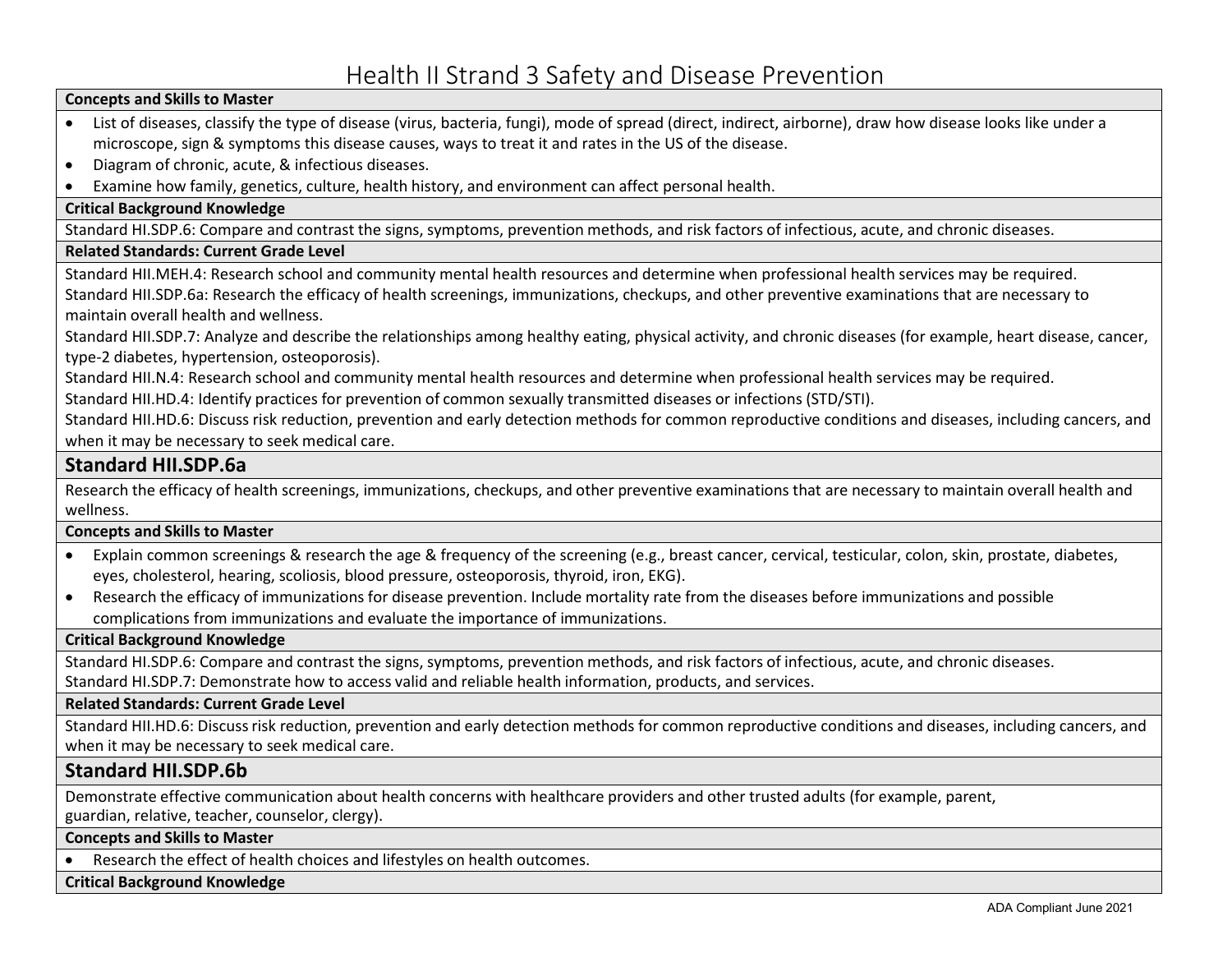# Health II Strand 3 Safety and Disease Prevention

**Concepts and Skills to Master**

- List of diseases, classify the type of disease (virus, bacteria, fungi), mode of spread (direct, indirect, airborne), draw how disease looks like under a microscope, sign & symptoms this disease causes, ways to treat it and rates in the US of the disease.
- Diagram of chronic, acute, & infectious diseases.
- Examine how family, genetics, culture, health history, and environment can affect personal health.

**Critical Background Knowledge**

Standard HI.SDP.6: Compare and contrast the signs, symptoms, prevention methods, and risk factors of infectious, acute, and chronic diseases.

**Related Standards: Current Grade Level**

Standard HII.MEH.4: Research school and community mental health resources and determine when professional health services may be required.
Standard HII.SDP.6a: Research the efficacy of health screenings, immunizations, checkups, and other preventive examinations that are necessary to maintain overall health and wellness.
Standard HII.SDP.7: Analyze and describe the relationships among healthy eating, physical activity, and chronic diseases (for example, heart disease, cancer, type-2 diabetes, hypertension, osteoporosis).
Standard HII.N.4: Research school and community mental health resources and determine when professional health services may be required.
Standard HII.HD.4: Identify practices for prevention of common sexually transmitted diseases or infections (STD/STI).
Standard HII.HD.6: Discuss risk reduction, prevention and early detection methods for common reproductive conditions and diseases, including cancers, and when it may be necessary to seek medical care.

## Standard HII.SDP.6a

Research the efficacy of health screenings, immunizations, checkups, and other preventive examinations that are necessary to maintain overall health and wellness.

**Concepts and Skills to Master**

- Explain common screenings & research the age & frequency of the screening (e.g., breast cancer, cervical, testicular, colon, skin, prostate, diabetes, eyes, cholesterol, hearing, scoliosis, blood pressure, osteoporosis, thyroid, iron, EKG).
- Research the efficacy of immunizations for disease prevention. Include mortality rate from the diseases before immunizations and possible complications from immunizations and evaluate the importance of immunizations.

**Critical Background Knowledge**

Standard HI.SDP.6: Compare and contrast the signs, symptoms, prevention methods, and risk factors of infectious, acute, and chronic diseases.
Standard HI.SDP.7: Demonstrate how to access valid and reliable health information, products, and services.

**Related Standards: Current Grade Level**

Standard HII.HD.6: Discuss risk reduction, prevention and early detection methods for common reproductive conditions and diseases, including cancers, and when it may be necessary to seek medical care.

## Standard HII.SDP.6b

Demonstrate effective communication about health concerns with healthcare providers and other trusted adults (for example, parent, guardian, relative, teacher, counselor, clergy).

**Concepts and Skills to Master**

- Research the effect of health choices and lifestyles on health outcomes.

**Critical Background Knowledge**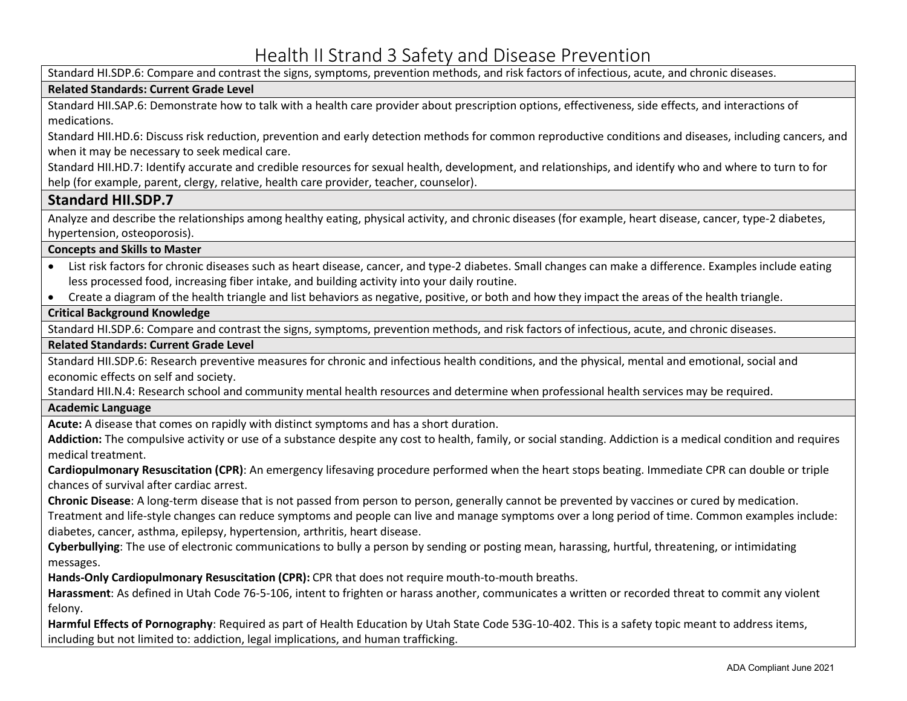# Health II Strand 3 Safety and Disease Prevention

Standard HI.SDP.6: Compare and contrast the signs, symptoms, prevention methods, and risk factors of infectious, acute, and chronic diseases.

**Related Standards: Current Grade Level**

Standard HII.SAP.6: Demonstrate how to talk with a health care provider about prescription options, effectiveness, side effects, and interactions of medications.

Standard HII.HD.6: Discuss risk reduction, prevention and early detection methods for common reproductive conditions and diseases, including cancers, and when it may be necessary to seek medical care.

Standard HII.HD.7: Identify accurate and credible resources for sexual health, development, and relationships, and identify who and where to turn to for help (for example, parent, clergy, relative, health care provider, teacher, counselor).

## Standard HII.SDP.7

Analyze and describe the relationships among healthy eating, physical activity, and chronic diseases (for example, heart disease, cancer, type-2 diabetes, hypertension, osteoporosis).

**Concepts and Skills to Master**

- List risk factors for chronic diseases such as heart disease, cancer, and type-2 diabetes. Small changes can make a difference. Examples include eating less processed food, increasing fiber intake, and building activity into your daily routine.
- Create a diagram of the health triangle and list behaviors as negative, positive, or both and how they impact the areas of the health triangle.

**Critical Background Knowledge**

Standard HI.SDP.6: Compare and contrast the signs, symptoms, prevention methods, and risk factors of infectious, acute, and chronic diseases.

**Related Standards: Current Grade Level**

Standard HII.SDP.6: Research preventive measures for chronic and infectious health conditions, and the physical, mental and emotional, social and economic effects on self and society.

Standard HII.N.4: Research school and community mental health resources and determine when professional health services may be required.

**Academic Language**

**Acute:** A disease that comes on rapidly with distinct symptoms and has a short duration.

**Addiction:** The compulsive activity or use of a substance despite any cost to health, family, or social standing. Addiction is a medical condition and requires medical treatment.

**Cardiopulmonary Resuscitation (CPR)**: An emergency lifesaving procedure performed when the heart stops beating. Immediate CPR can double or triple chances of survival after cardiac arrest.

**Chronic Disease**: A long-term disease that is not passed from person to person, generally cannot be prevented by vaccines or cured by medication. Treatment and life-style changes can reduce symptoms and people can live and manage symptoms over a long period of time. Common examples include: diabetes, cancer, asthma, epilepsy, hypertension, arthritis, heart disease.

**Cyberbullying**: The use of electronic communications to bully a person by sending or posting mean, harassing, hurtful, threatening, or intimidating messages.

**Hands-Only Cardiopulmonary Resuscitation (CPR):** CPR that does not require mouth-to-mouth breaths.

**Harassment**: As defined in Utah Code 76-5-106, intent to frighten or harass another, communicates a written or recorded threat to commit any violent felony.

**Harmful Effects of Pornography**: Required as part of Health Education by Utah State Code 53G-10-402. This is a safety topic meant to address items, including but not limited to: addiction, legal implications, and human trafficking.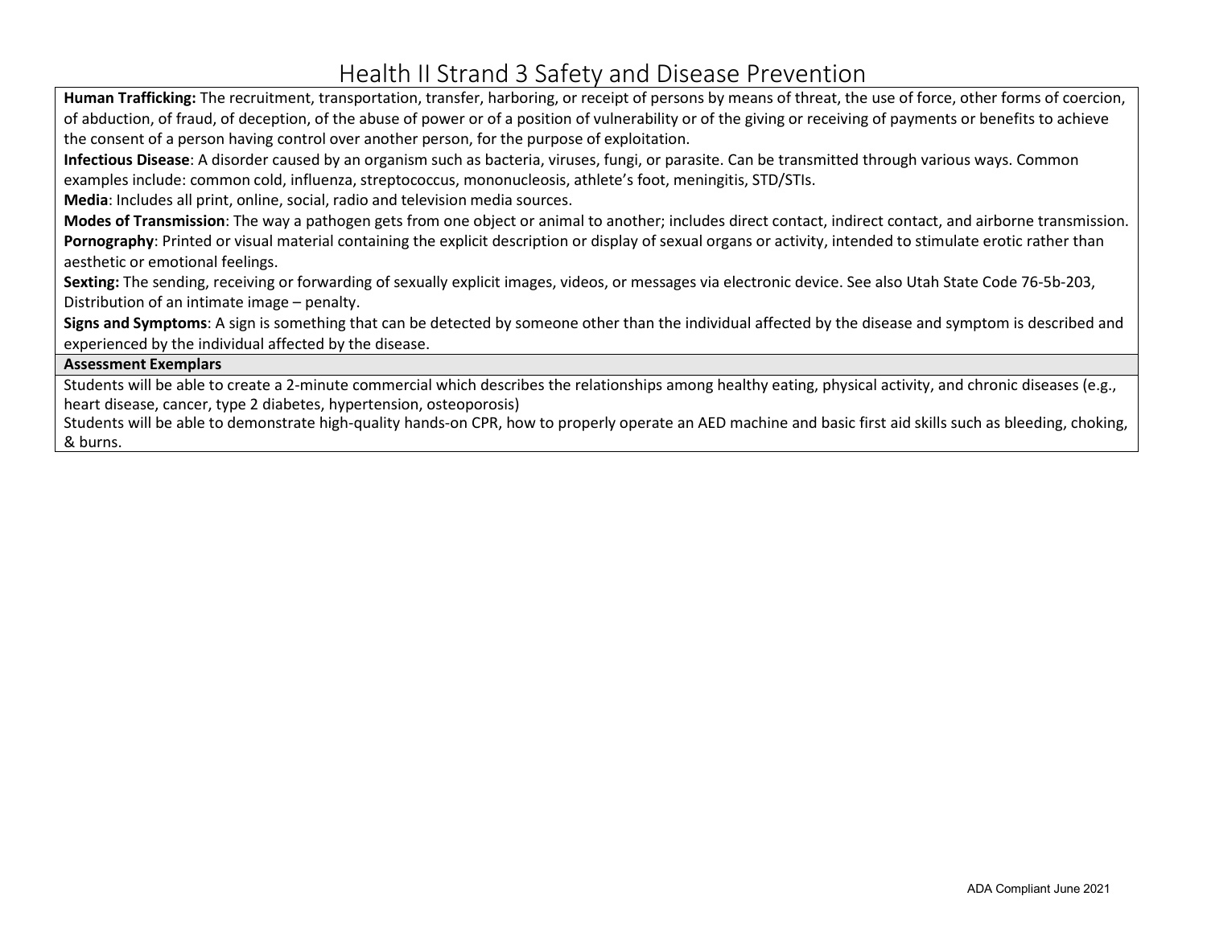# Health II Strand 3 Safety and Disease Prevention

**Human Trafficking:** The recruitment, transportation, transfer, harboring, or receipt of persons by means of threat, the use of force, other forms of coercion, of abduction, of fraud, of deception, of the abuse of power or of a position of vulnerability or of the giving or receiving of payments or benefits to achieve the consent of a person having control over another person, for the purpose of exploitation.

**Infectious Disease**: A disorder caused by an organism such as bacteria, viruses, fungi, or parasite. Can be transmitted through various ways. Common examples include: common cold, influenza, streptococcus, mononucleosis, athlete's foot, meningitis, STD/STIs.

**Media**: Includes all print, online, social, radio and television media sources.

**Modes of Transmission**: The way a pathogen gets from one object or animal to another; includes direct contact, indirect contact, and airborne transmission.

**Pornography**: Printed or visual material containing the explicit description or display of sexual organs or activity, intended to stimulate erotic rather than aesthetic or emotional feelings.

**Sexting:** The sending, receiving or forwarding of sexually explicit images, videos, or messages via electronic device. See also Utah State Code 76-5b-203, Distribution of an intimate image – penalty.

**Signs and Symptoms**: A sign is something that can be detected by someone other than the individual affected by the disease and symptom is described and experienced by the individual affected by the disease.

**Assessment Exemplars**

Students will be able to create a 2-minute commercial which describes the relationships among healthy eating, physical activity, and chronic diseases (e.g., heart disease, cancer, type 2 diabetes, hypertension, osteoporosis)

Students will be able to demonstrate high-quality hands-on CPR, how to properly operate an AED machine and basic first aid skills such as bleeding, choking, & burns.